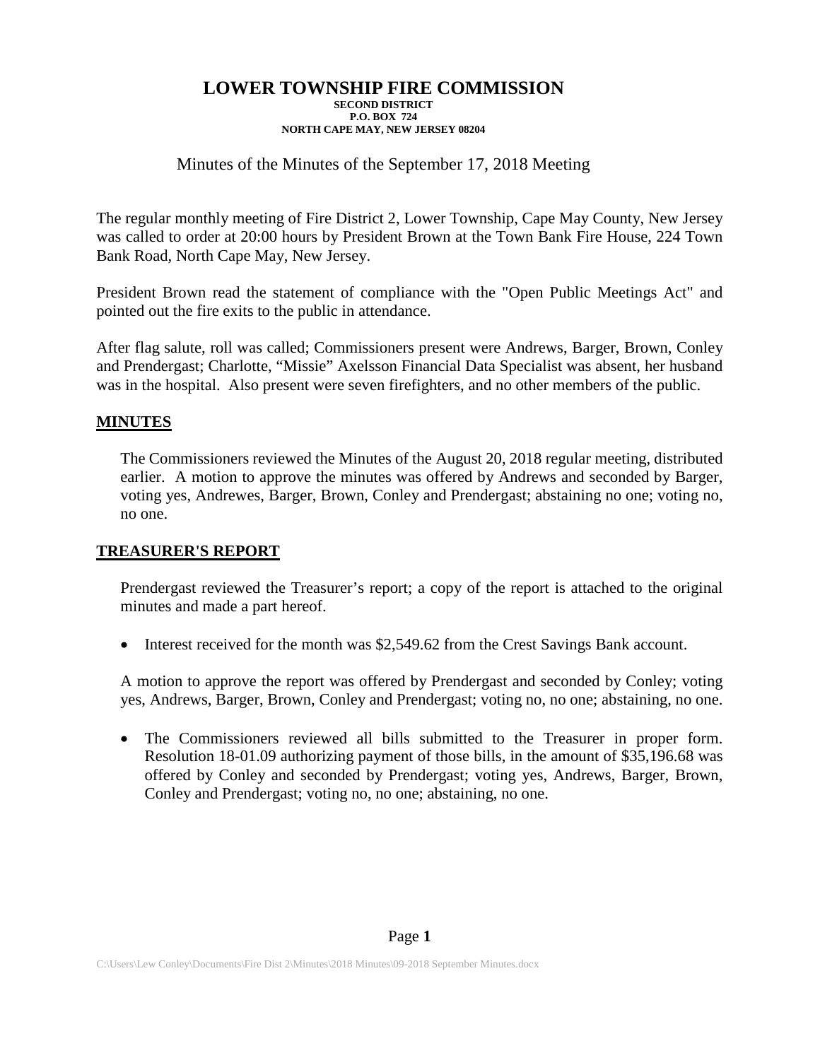# LOWER TOWNSHIP FIRE COMMISSION

**SECOND DISTRICT**
**P.O. BOX 724**
**NORTH CAPE MAY, NEW JERSEY 08204**

Minutes of the Minutes of the September 17, 2018 Meeting

The regular monthly meeting of Fire District 2, Lower Township, Cape May County, New Jersey was called to order at 20:00 hours by President Brown at the Town Bank Fire House, 224 Town Bank Road, North Cape May, New Jersey.

President Brown read the statement of compliance with the "Open Public Meetings Act" and pointed out the fire exits to the public in attendance.

After flag salute, roll was called; Commissioners present were Andrews, Barger, Brown, Conley and Prendergast; Charlotte, "Missie" Axelsson Financial Data Specialist was absent, her husband was in the hospital. Also present were seven firefighters, and no other members of the public.

## MINUTES

The Commissioners reviewed the Minutes of the August 20, 2018 regular meeting, distributed earlier. A motion to approve the minutes was offered by Andrews and seconded by Barger, voting yes, Andrewes, Barger, Brown, Conley and Prendergast; abstaining no one; voting no, no one.

## TREASURER'S REPORT

Prendergast reviewed the Treasurer's report; a copy of the report is attached to the original minutes and made a part hereof.

- Interest received for the month was $2,549.62 from the Crest Savings Bank account.

A motion to approve the report was offered by Prendergast and seconded by Conley; voting yes, Andrews, Barger, Brown, Conley and Prendergast; voting no, no one; abstaining, no one.

- The Commissioners reviewed all bills submitted to the Treasurer in proper form. Resolution 18-01.09 authorizing payment of those bills, in the amount of $35,196.68 was offered by Conley and seconded by Prendergast; voting yes, Andrews, Barger, Brown, Conley and Prendergast; voting no, no one; abstaining, no one.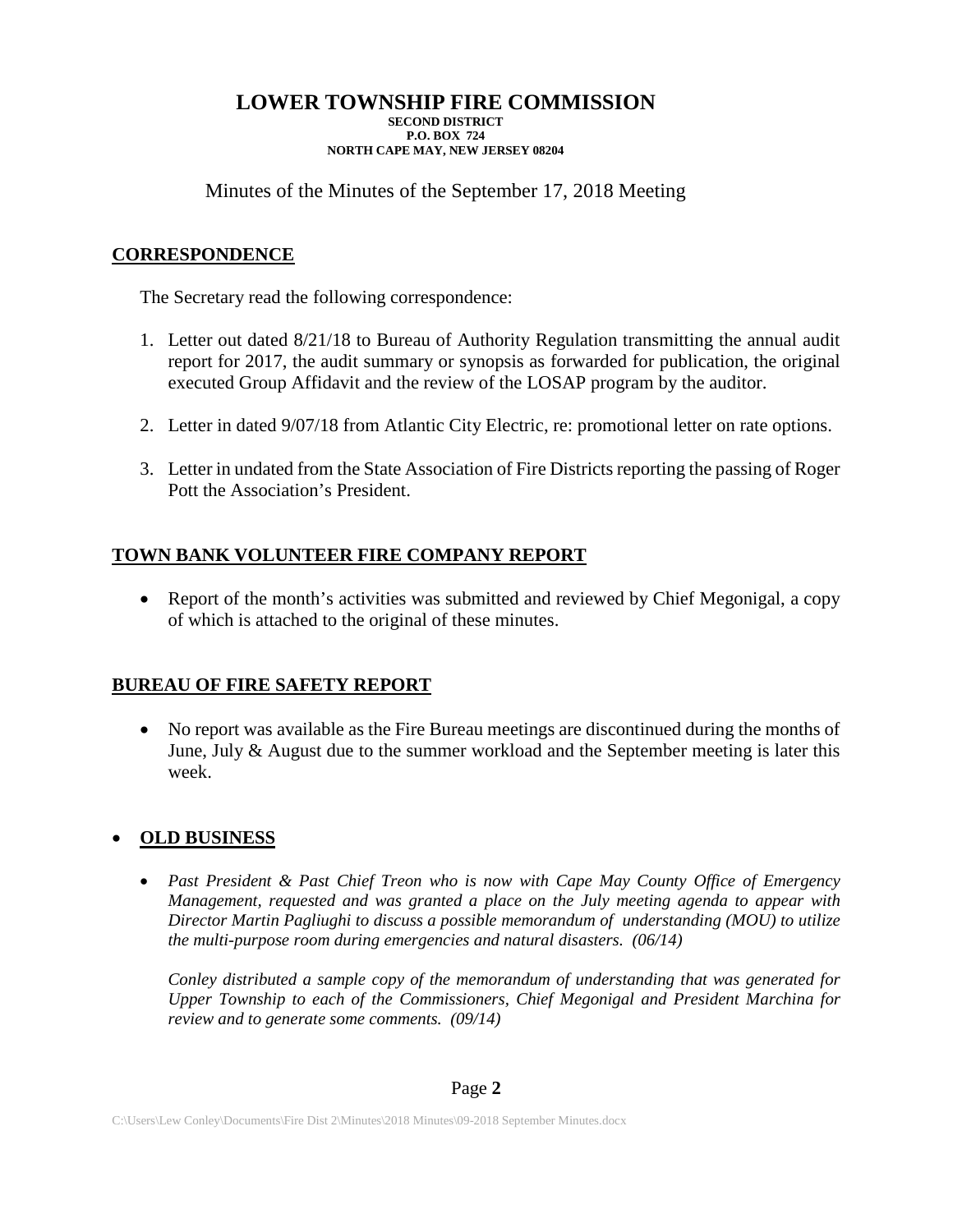# LOWER TOWNSHIP FIRE COMMISSION

**SECOND DISTRICT**
**P.O. BOX 724**
**NORTH CAPE MAY, NEW JERSEY 08204**

Minutes of the Minutes of the September 17, 2018 Meeting

## CORRESPONDENCE

The Secretary read the following correspondence:

1. Letter out dated 8/21/18 to Bureau of Authority Regulation transmitting the annual audit report for 2017, the audit summary or synopsis as forwarded for publication, the original executed Group Affidavit and the review of the LOSAP program by the auditor.
2. Letter in dated 9/07/18 from Atlantic City Electric, re: promotional letter on rate options.
3. Letter in undated from the State Association of Fire Districts reporting the passing of Roger Pott the Association's President.

## TOWN BANK VOLUNTEER FIRE COMPANY REPORT

- Report of the month's activities was submitted and reviewed by Chief Megonigal, a copy of which is attached to the original of these minutes.

## BUREAU OF FIRE SAFETY REPORT

- No report was available as the Fire Bureau meetings are discontinued during the months of June, July & August due to the summer workload and the September meeting is later this week.

- ## OLD BUSINESS

  - *Past President & Past Chief Treon who is now with Cape May County Office of Emergency Management, requested and was granted a place on the July meeting agenda to appear with Director Martin Pagliughi to discuss a possible memorandum of understanding (MOU) to utilize the multi-purpose room during emergencies and natural disasters. (06/14)*

    *Conley distributed a sample copy of the memorandum of understanding that was generated for Upper Township to each of the Commissioners, Chief Megonigal and President Marchina for review and to generate some comments. (09/14)*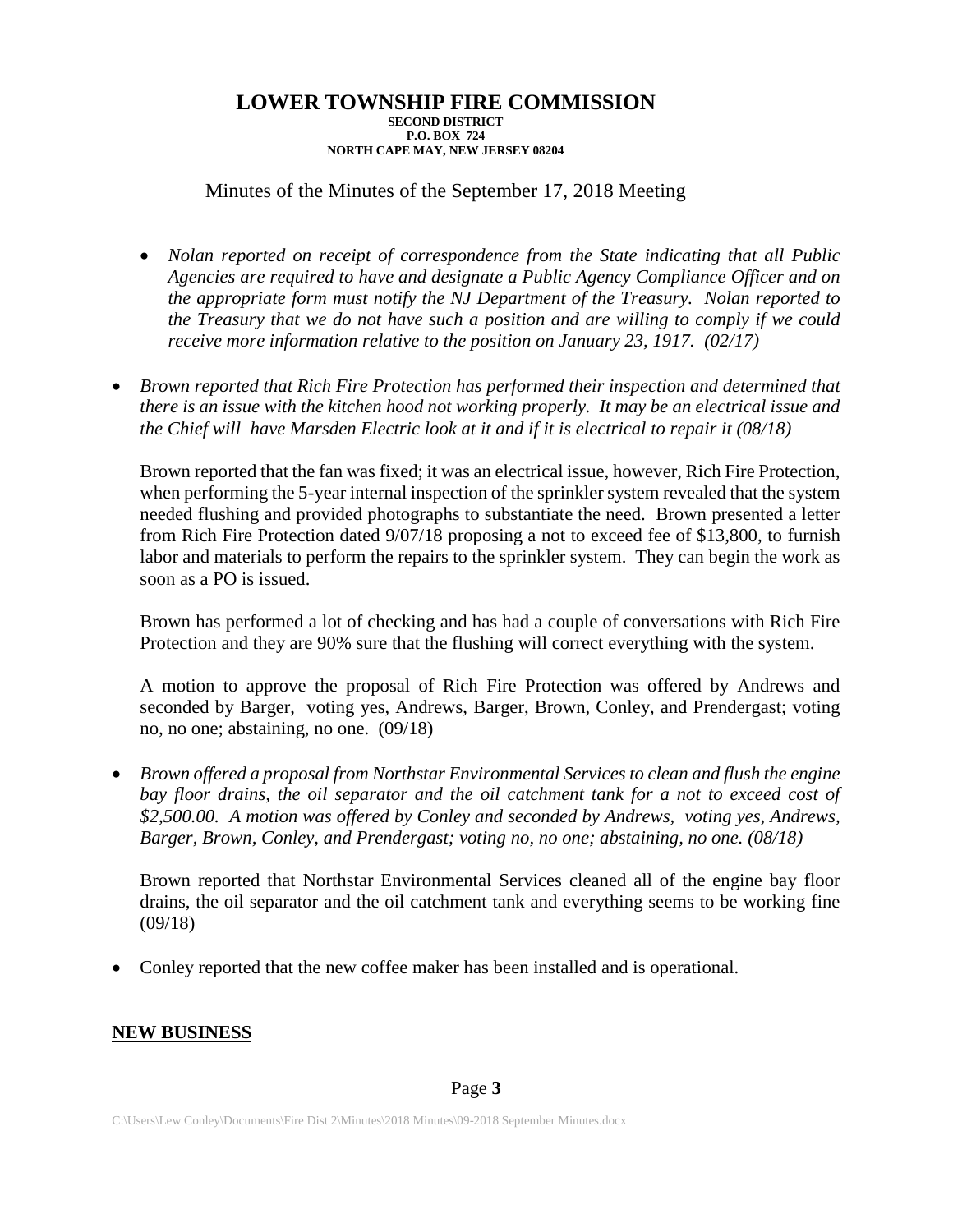**LOWER TOWNSHIP FIRE COMMISSION**
**SECOND DISTRICT**
**P.O. BOX 724**
**NORTH CAPE MAY, NEW JERSEY 08204**

Minutes of the Minutes of the September 17, 2018 Meeting

- *Nolan reported on receipt of correspondence from the State indicating that all Public Agencies are required to have and designate a Public Agency Compliance Officer and on the appropriate form must notify the NJ Department of the Treasury. Nolan reported to the Treasury that we do not have such a position and are willing to comply if we could receive more information relative to the position on January 23, 1917. (02/17)*

- *Brown reported that Rich Fire Protection has performed their inspection and determined that there is an issue with the kitchen hood not working properly. It may be an electrical issue and the Chief will have Marsden Electric look at it and if it is electrical to repair it (08/18)*

  Brown reported that the fan was fixed; it was an electrical issue, however, Rich Fire Protection, when performing the 5-year internal inspection of the sprinkler system revealed that the system needed flushing and provided photographs to substantiate the need. Brown presented a letter from Rich Fire Protection dated 9/07/18 proposing a not to exceed fee of $13,800, to furnish labor and materials to perform the repairs to the sprinkler system. They can begin the work as soon as a PO is issued.

  Brown has performed a lot of checking and has had a couple of conversations with Rich Fire Protection and they are 90% sure that the flushing will correct everything with the system.

  A motion to approve the proposal of Rich Fire Protection was offered by Andrews and seconded by Barger, voting yes, Andrews, Barger, Brown, Conley, and Prendergast; voting no, no one; abstaining, no one. (09/18)

- *Brown offered a proposal from Northstar Environmental Services to clean and flush the engine bay floor drains, the oil separator and the oil catchment tank for a not to exceed cost of $2,500.00. A motion was offered by Conley and seconded by Andrews, voting yes, Andrews, Barger, Brown, Conley, and Prendergast; voting no, no one; abstaining, no one. (08/18)*

  Brown reported that Northstar Environmental Services cleaned all of the engine bay floor drains, the oil separator and the oil catchment tank and everything seems to be working fine (09/18)

- Conley reported that the new coffee maker has been installed and is operational.

## NEW BUSINESS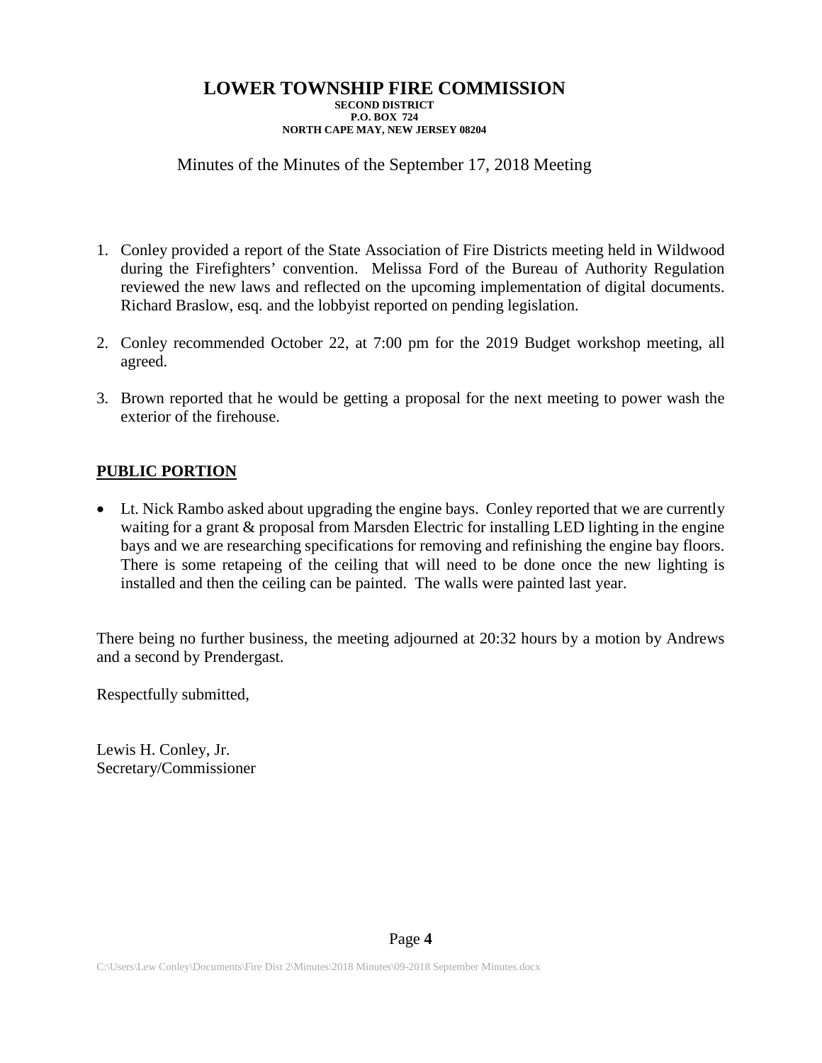# LOWER TOWNSHIP FIRE COMMISSION

**SECOND DISTRICT**
**P.O. BOX 724**
**NORTH CAPE MAY, NEW JERSEY 08204**

Minutes of the Minutes of the September 17, 2018 Meeting

1. Conley provided a report of the State Association of Fire Districts meeting held in Wildwood during the Firefighters' convention. Melissa Ford of the Bureau of Authority Regulation reviewed the new laws and reflected on the upcoming implementation of digital documents. Richard Braslow, esq. and the lobbyist reported on pending legislation.

2. Conley recommended October 22, at 7:00 pm for the 2019 Budget workshop meeting, all agreed.

3. Brown reported that he would be getting a proposal for the next meeting to power wash the exterior of the firehouse.

## PUBLIC PORTION

- Lt. Nick Rambo asked about upgrading the engine bays. Conley reported that we are currently waiting for a grant & proposal from Marsden Electric for installing LED lighting in the engine bays and we are researching specifications for removing and refinishing the engine bay floors. There is some retapeing of the ceiling that will need to be done once the new lighting is installed and then the ceiling can be painted. The walls were painted last year.

There being no further business, the meeting adjourned at 20:32 hours by a motion by Andrews and a second by Prendergast.

Respectfully submitted,

Lewis H. Conley, Jr.
Secretary/Commissioner